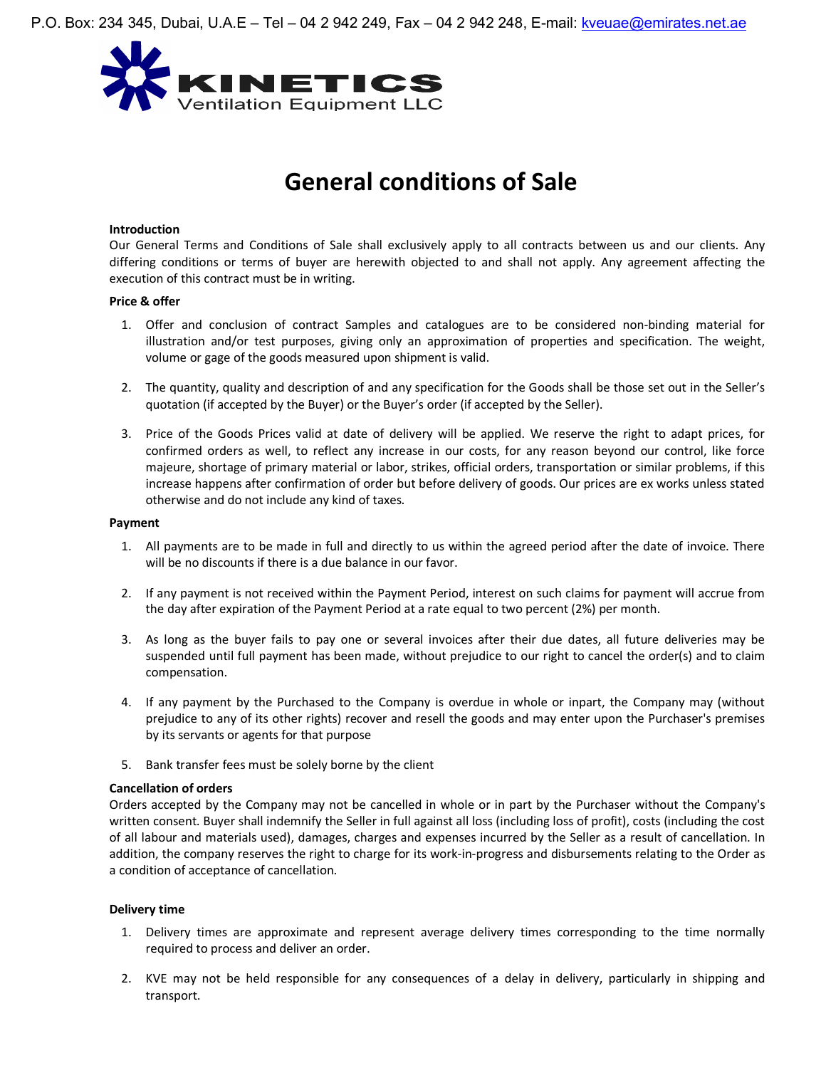P.O. Box: 234 345, Dubai, U.A.E – Tel – 04 2 942 249, Fax – 04 2 942 248, E-mail: kveuae@emirates.net.ae

KINETICS
Ventilation Equipment LLC

# General conditions of Sale

**Introduction**

Our General Terms and Conditions of Sale shall exclusively apply to all contracts between us and our clients. Any differing conditions or terms of buyer are herewith objected to and shall not apply. Any agreement affecting the execution of this contract must be in writing.

**Price & offer**

1. Offer and conclusion of contract Samples and catalogues are to be considered non-binding material for illustration and/or test purposes, giving only an approximation of properties and specification. The weight, volume or gage of the goods measured upon shipment is valid.

2. The quantity, quality and description of and any specification for the Goods shall be those set out in the Seller's quotation (if accepted by the Buyer) or the Buyer's order (if accepted by the Seller).

3. Price of the Goods Prices valid at date of delivery will be applied. We reserve the right to adapt prices, for confirmed orders as well, to reflect any increase in our costs, for any reason beyond our control, like force majeure, shortage of primary material or labor, strikes, official orders, transportation or similar problems, if this increase happens after confirmation of order but before delivery of goods. Our prices are ex works unless stated otherwise and do not include any kind of taxes.

**Payment**

1. All payments are to be made in full and directly to us within the agreed period after the date of invoice. There will be no discounts if there is a due balance in our favor.

2. If any payment is not received within the Payment Period, interest on such claims for payment will accrue from the day after expiration of the Payment Period at a rate equal to two percent (2%) per month.

3. As long as the buyer fails to pay one or several invoices after their due dates, all future deliveries may be suspended until full payment has been made, without prejudice to our right to cancel the order(s) and to claim compensation.

4. If any payment by the Purchased to the Company is overdue in whole or inpart, the Company may (without prejudice to any of its other rights) recover and resell the goods and may enter upon the Purchaser's premises by its servants or agents for that purpose

5. Bank transfer fees must be solely borne by the client

**Cancellation of orders**

Orders accepted by the Company may not be cancelled in whole or in part by the Purchaser without the Company's written consent. Buyer shall indemnify the Seller in full against all loss (including loss of profit), costs (including the cost of all labour and materials used), damages, charges and expenses incurred by the Seller as a result of cancellation. In addition, the company reserves the right to charge for its work-in-progress and disbursements relating to the Order as a condition of acceptance of cancellation.

**Delivery time**

1. Delivery times are approximate and represent average delivery times corresponding to the time normally required to process and deliver an order.

2. KVE may not be held responsible for any consequences of a delay in delivery, particularly in shipping and transport.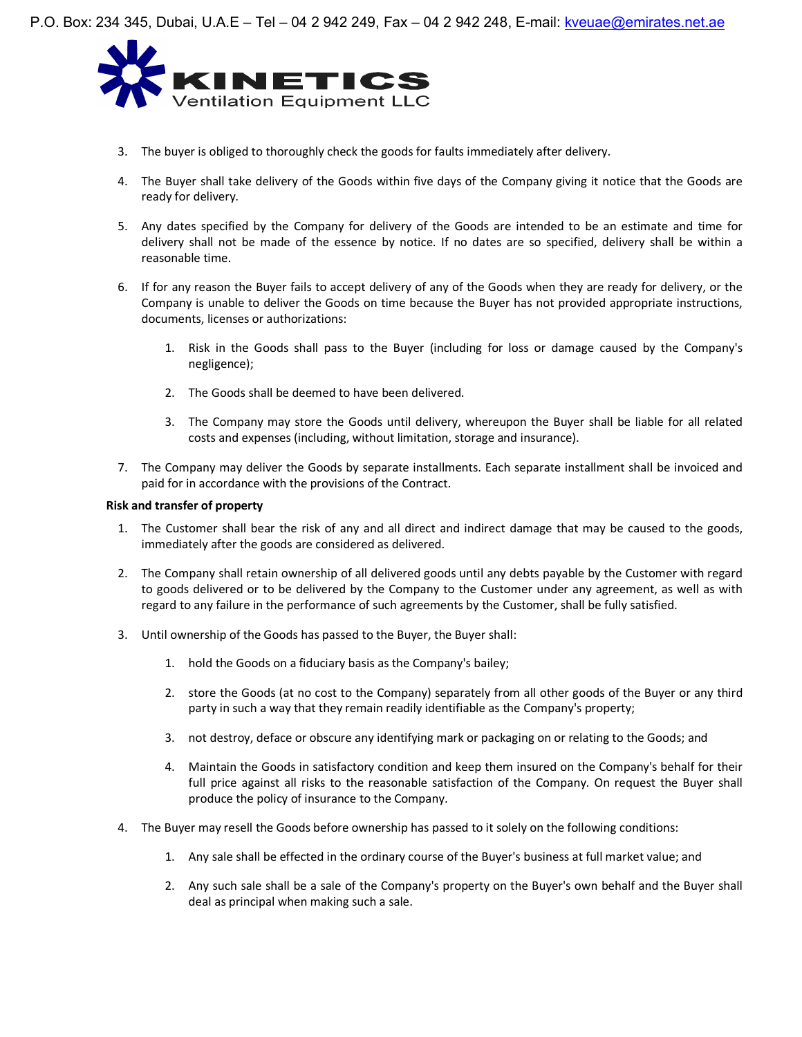3. The buyer is obliged to thoroughly check the goods for faults immediately after delivery.

4. The Buyer shall take delivery of the Goods within five days of the Company giving it notice that the Goods are ready for delivery.

5. Any dates specified by the Company for delivery of the Goods are intended to be an estimate and time for delivery shall not be made of the essence by notice. If no dates are so specified, delivery shall be within a reasonable time.

6. If for any reason the Buyer fails to accept delivery of any of the Goods when they are ready for delivery, or the Company is unable to deliver the Goods on time because the Buyer has not provided appropriate instructions, documents, licenses or authorizations:

    1. Risk in the Goods shall pass to the Buyer (including for loss or damage caused by the Company's negligence);

    2. The Goods shall be deemed to have been delivered.

    3. The Company may store the Goods until delivery, whereupon the Buyer shall be liable for all related costs and expenses (including, without limitation, storage and insurance).

7. The Company may deliver the Goods by separate installments. Each separate installment shall be invoiced and paid for in accordance with the provisions of the Contract.

**Risk and transfer of property**

1. The Customer shall bear the risk of any and all direct and indirect damage that may be caused to the goods, immediately after the goods are considered as delivered.

2. The Company shall retain ownership of all delivered goods until any debts payable by the Customer with regard to goods delivered or to be delivered by the Company to the Customer under any agreement, as well as with regard to any failure in the performance of such agreements by the Customer, shall be fully satisfied.

3. Until ownership of the Goods has passed to the Buyer, the Buyer shall:

    1. hold the Goods on a fiduciary basis as the Company's bailey;

    2. store the Goods (at no cost to the Company) separately from all other goods of the Buyer or any third party in such a way that they remain readily identifiable as the Company's property;

    3. not destroy, deface or obscure any identifying mark or packaging on or relating to the Goods; and

    4. Maintain the Goods in satisfactory condition and keep them insured on the Company's behalf for their full price against all risks to the reasonable satisfaction of the Company. On request the Buyer shall produce the policy of insurance to the Company.

4. The Buyer may resell the Goods before ownership has passed to it solely on the following conditions:

    1. Any sale shall be effected in the ordinary course of the Buyer's business at full market value; and

    2. Any such sale shall be a sale of the Company's property on the Buyer's own behalf and the Buyer shall deal as principal when making such a sale.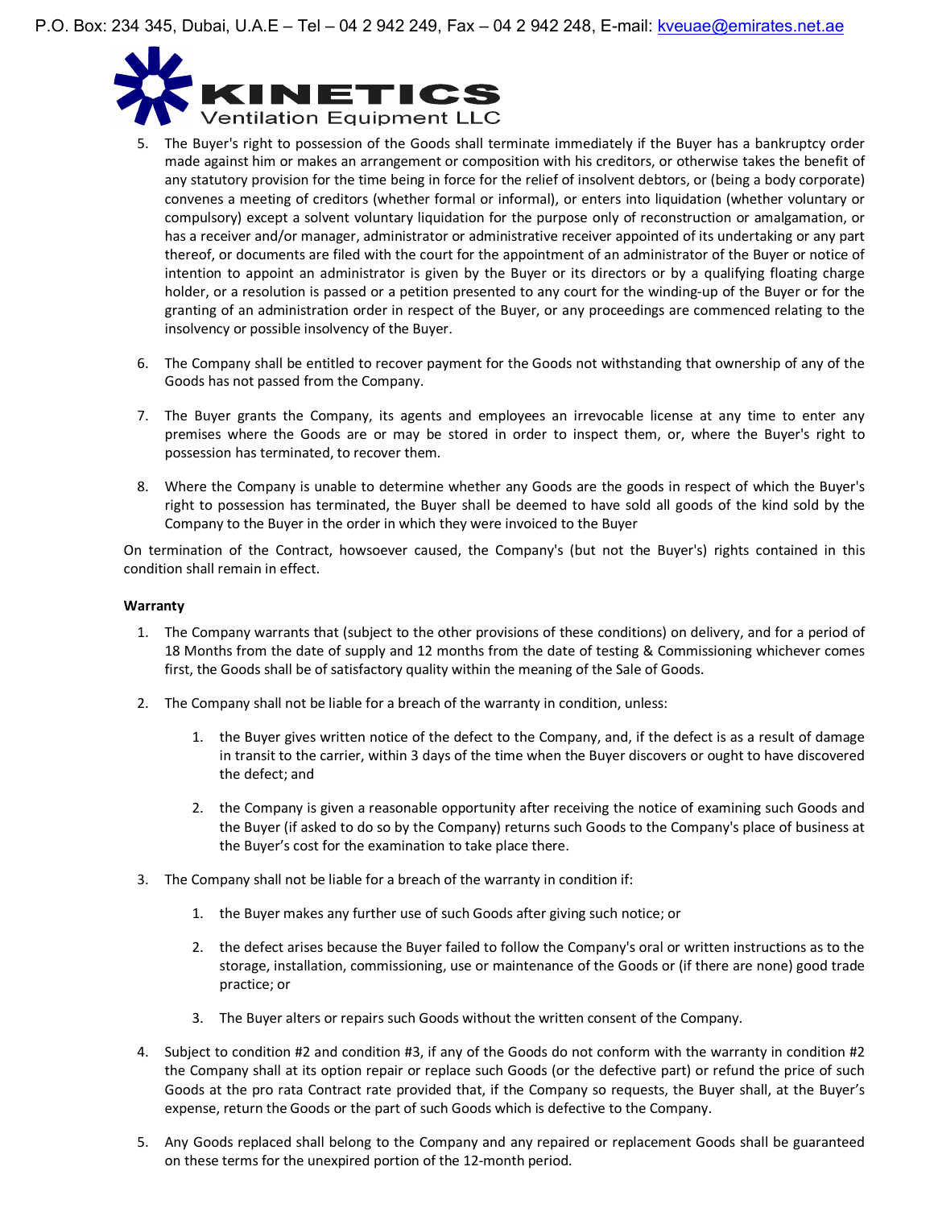5. The Buyer's right to possession of the Goods shall terminate immediately if the Buyer has a bankruptcy order made against him or makes an arrangement or composition with his creditors, or otherwise takes the benefit of any statutory provision for the time being in force for the relief of insolvent debtors, or (being a body corporate) convenes a meeting of creditors (whether formal or informal), or enters into liquidation (whether voluntary or compulsory) except a solvent voluntary liquidation for the purpose only of reconstruction or amalgamation, or has a receiver and/or manager, administrator or administrative receiver appointed of its undertaking or any part thereof, or documents are filed with the court for the appointment of an administrator of the Buyer or notice of intention to appoint an administrator is given by the Buyer or its directors or by a qualifying floating charge holder, or a resolution is passed or a petition presented to any court for the winding-up of the Buyer or for the granting of an administration order in respect of the Buyer, or any proceedings are commenced relating to the insolvency or possible insolvency of the Buyer.

6. The Company shall be entitled to recover payment for the Goods not withstanding that ownership of any of the Goods has not passed from the Company.

7. The Buyer grants the Company, its agents and employees an irrevocable license at any time to enter any premises where the Goods are or may be stored in order to inspect them, or, where the Buyer's right to possession has terminated, to recover them.

8. Where the Company is unable to determine whether any Goods are the goods in respect of which the Buyer's right to possession has terminated, the Buyer shall be deemed to have sold all goods of the kind sold by the Company to the Buyer in the order in which they were invoiced to the Buyer

On termination of the Contract, howsoever caused, the Company's (but not the Buyer's) rights contained in this condition shall remain in effect.

**Warranty**

1. The Company warrants that (subject to the other provisions of these conditions) on delivery, and for a period of 18 Months from the date of supply and 12 months from the date of testing & Commissioning whichever comes first, the Goods shall be of satisfactory quality within the meaning of the Sale of Goods.

2. The Company shall not be liable for a breach of the warranty in condition, unless:

    1. the Buyer gives written notice of the defect to the Company, and, if the defect is as a result of damage in transit to the carrier, within 3 days of the time when the Buyer discovers or ought to have discovered the defect; and

    2. the Company is given a reasonable opportunity after receiving the notice of examining such Goods and the Buyer (if asked to do so by the Company) returns such Goods to the Company's place of business at the Buyer's cost for the examination to take place there.

3. The Company shall not be liable for a breach of the warranty in condition if:

    1. the Buyer makes any further use of such Goods after giving such notice; or

    2. the defect arises because the Buyer failed to follow the Company's oral or written instructions as to the storage, installation, commissioning, use or maintenance of the Goods or (if there are none) good trade practice; or

    3. The Buyer alters or repairs such Goods without the written consent of the Company.

4. Subject to condition #2 and condition #3, if any of the Goods do not conform with the warranty in condition #2 the Company shall at its option repair or replace such Goods (or the defective part) or refund the price of such Goods at the pro rata Contract rate provided that, if the Company so requests, the Buyer shall, at the Buyer's expense, return the Goods or the part of such Goods which is defective to the Company.

5. Any Goods replaced shall belong to the Company and any repaired or replacement Goods shall be guaranteed on these terms for the unexpired portion of the 12-month period.